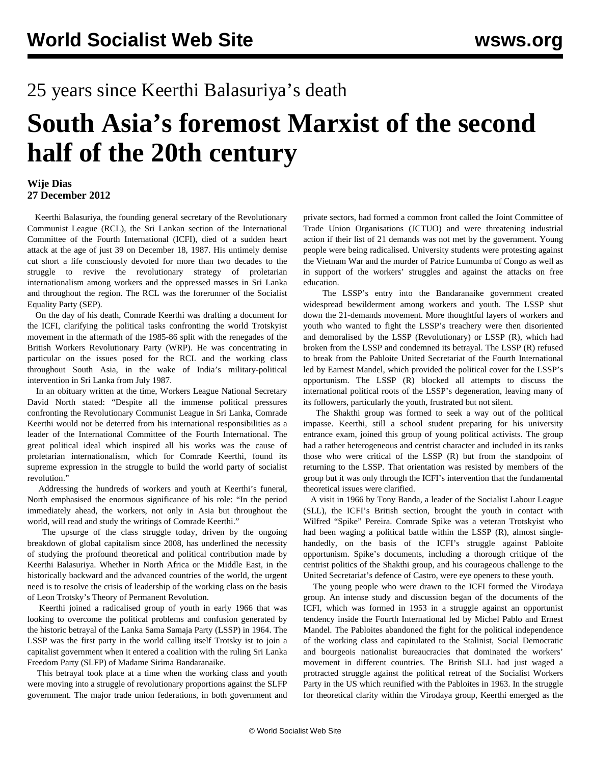# 25 years since Keerthi Balasuriya's death

# South Asia's foremost Marxist of the second half of the 20th century

**Wije Dias**
**27 December 2012**

Keerthi Balasuriya, the founding general secretary of the Revolutionary Communist League (RCL), the Sri Lankan section of the International Committee of the Fourth International (ICFI), died of a sudden heart attack at the age of just 39 on December 18, 1987. His untimely demise cut short a life consciously devoted for more than two decades to the struggle to revive the revolutionary strategy of proletarian internationalism among workers and the oppressed masses in Sri Lanka and throughout the region. The RCL was the forerunner of the Socialist Equality Party (SEP).

On the day of his death, Comrade Keerthi was drafting a document for the ICFI, clarifying the political tasks confronting the world Trotskyist movement in the aftermath of the 1985-86 split with the renegades of the British Workers Revolutionary Party (WRP). He was concentrating in particular on the issues posed for the RCL and the working class throughout South Asia, in the wake of India's military-political intervention in Sri Lanka from July 1987.

In an obituary written at the time, Workers League National Secretary David North stated: "Despite all the immense political pressures confronting the Revolutionary Communist League in Sri Lanka, Comrade Keerthi would not be deterred from his international responsibilities as a leader of the International Committee of the Fourth International. The great political ideal which inspired all his works was the cause of proletarian internationalism, which for Comrade Keerthi, found its supreme expression in the struggle to build the world party of socialist revolution."

Addressing the hundreds of workers and youth at Keerthi's funeral, North emphasised the enormous significance of his role: "In the period immediately ahead, the workers, not only in Asia but throughout the world, will read and study the writings of Comrade Keerthi."

The upsurge of the class struggle today, driven by the ongoing breakdown of global capitalism since 2008, has underlined the necessity of studying the profound theoretical and political contribution made by Keerthi Balasuriya. Whether in North Africa or the Middle East, in the historically backward and the advanced countries of the world, the urgent need is to resolve the crisis of leadership of the working class on the basis of Leon Trotsky's Theory of Permanent Revolution.

Keerthi joined a radicalised group of youth in early 1966 that was looking to overcome the political problems and confusion generated by the historic betrayal of the Lanka Sama Samaja Party (LSSP) in 1964. The LSSP was the first party in the world calling itself Trotsky ist to join a capitalist government when it entered a coalition with the ruling Sri Lanka Freedom Party (SLFP) of Madame Sirima Bandaranaike.

This betrayal took place at a time when the working class and youth were moving into a struggle of revolutionary proportions against the SLFP government. The major trade union federations, in both government and private sectors, had formed a common front called the Joint Committee of Trade Union Organisations (JCTUO) and were threatening industrial action if their list of 21 demands was not met by the government. Young people were being radicalised. University students were protesting against the Vietnam War and the murder of Patrice Lumumba of Congo as well as in support of the workers' struggles and against the attacks on free education.

The LSSP's entry into the Bandaranaike government created widespread bewilderment among workers and youth. The LSSP shut down the 21-demands movement. More thoughtful layers of workers and youth who wanted to fight the LSSP's treachery were then disoriented and demoralised by the LSSP (Revolutionary) or LSSP (R), which had broken from the LSSP and condemned its betrayal. The LSSP (R) refused to break from the Pabloite United Secretariat of the Fourth International led by Earnest Mandel, which provided the political cover for the LSSP's opportunism. The LSSP (R) blocked all attempts to discuss the international political roots of the LSSP's degeneration, leaving many of its followers, particularly the youth, frustrated but not silent.

The Shakthi group was formed to seek a way out of the political impasse. Keerthi, still a school student preparing for his university entrance exam, joined this group of young political activists. The group had a rather heterogeneous and centrist character and included in its ranks those who were critical of the LSSP (R) but from the standpoint of returning to the LSSP. That orientation was resisted by members of the group but it was only through the ICFI's intervention that the fundamental theoretical issues were clarified.

A visit in 1966 by Tony Banda, a leader of the Socialist Labour League (SLL), the ICFI's British section, brought the youth in contact with Wilfred "Spike" Pereira. Comrade Spike was a veteran Trotskyist who had been waging a political battle within the LSSP (R), almost single-handedly, on the basis of the ICFI's struggle against Pabloite opportunism. Spike's documents, including a thorough critique of the centrist politics of the Shakthi group, and his courageous challenge to the United Secretariat's defence of Castro, were eye openers to these youth.

The young people who were drawn to the ICFI formed the Virodaya group. An intense study and discussion began of the documents of the ICFI, which was formed in 1953 in a struggle against an opportunist tendency inside the Fourth International led by Michel Pablo and Ernest Mandel. The Pabloites abandoned the fight for the political independence of the working class and capitulated to the Stalinist, Social Democratic and bourgeois nationalist bureaucracies that dominated the workers' movement in different countries. The British SLL had just waged a protracted struggle against the political retreat of the Socialist Workers Party in the US which reunified with the Pabloites in 1963. In the struggle for theoretical clarity within the Virodaya group, Keerthi emerged as the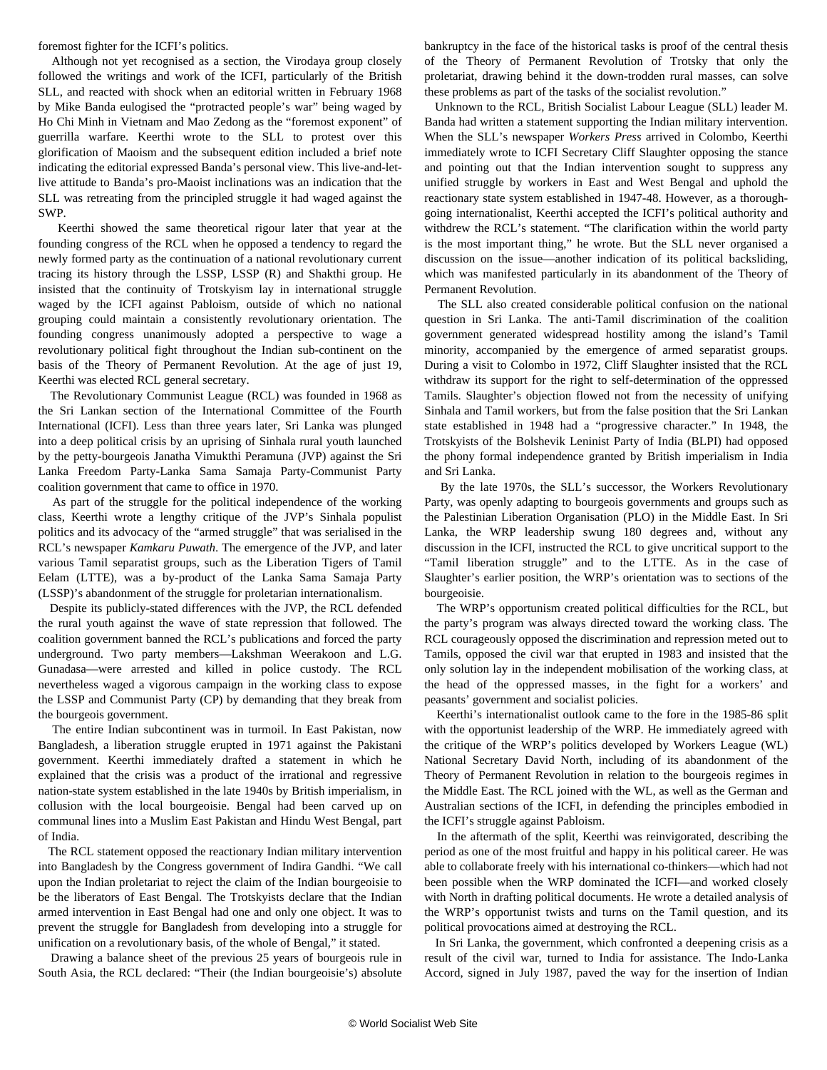foremost fighter for the ICFI's politics.

Although not yet recognised as a section, the Virodaya group closely followed the writings and work of the ICFI, particularly of the British SLL, and reacted with shock when an editorial written in February 1968 by Mike Banda eulogised the "protracted people's war" being waged by Ho Chi Minh in Vietnam and Mao Zedong as the "foremost exponent" of guerrilla warfare. Keerthi wrote to the SLL to protest over this glorification of Maoism and the subsequent edition included a brief note indicating the editorial expressed Banda's personal view. This live-and-let-live attitude to Banda's pro-Maoist inclinations was an indication that the SLL was retreating from the principled struggle it had waged against the SWP.

Keerthi showed the same theoretical rigour later that year at the founding congress of the RCL when he opposed a tendency to regard the newly formed party as the continuation of a national revolutionary current tracing its history through the LSSP, LSSP (R) and Shakthi group. He insisted that the continuity of Trotskyism lay in international struggle waged by the ICFI against Pabloism, outside of which no national grouping could maintain a consistently revolutionary orientation. The founding congress unanimously adopted a perspective to wage a revolutionary political fight throughout the Indian sub-continent on the basis of the Theory of Permanent Revolution. At the age of just 19, Keerthi was elected RCL general secretary.

The Revolutionary Communist League (RCL) was founded in 1968 as the Sri Lankan section of the International Committee of the Fourth International (ICFI). Less than three years later, Sri Lanka was plunged into a deep political crisis by an uprising of Sinhala rural youth launched by the petty-bourgeois Janatha Vimukthi Peramuna (JVP) against the Sri Lanka Freedom Party-Lanka Sama Samaja Party-Communist Party coalition government that came to office in 1970.

As part of the struggle for the political independence of the working class, Keerthi wrote a lengthy critique of the JVP's Sinhala populist politics and its advocacy of the "armed struggle" that was serialised in the RCL's newspaper *Kamkaru Puwath*. The emergence of the JVP, and later various Tamil separatist groups, such as the Liberation Tigers of Tamil Eelam (LTTE), was a by-product of the Lanka Sama Samaja Party (LSSP)'s abandonment of the struggle for proletarian internationalism.

Despite its publicly-stated differences with the JVP, the RCL defended the rural youth against the wave of state repression that followed. The coalition government banned the RCL's publications and forced the party underground. Two party members—Lakshman Weerakoon and L.G. Gunadasa—were arrested and killed in police custody. The RCL nevertheless waged a vigorous campaign in the working class to expose the LSSP and Communist Party (CP) by demanding that they break from the bourgeois government.

The entire Indian subcontinent was in turmoil. In East Pakistan, now Bangladesh, a liberation struggle erupted in 1971 against the Pakistani government. Keerthi immediately drafted a statement in which he explained that the crisis was a product of the irrational and regressive nation-state system established in the late 1940s by British imperialism, in collusion with the local bourgeoisie. Bengal had been carved up on communal lines into a Muslim East Pakistan and Hindu West Bengal, part of India.

The RCL statement opposed the reactionary Indian military intervention into Bangladesh by the Congress government of Indira Gandhi. "We call upon the Indian proletariat to reject the claim of the Indian bourgeoisie to be the liberators of East Bengal. The Trotskyists declare that the Indian armed intervention in East Bengal had one and only one object. It was to prevent the struggle for Bangladesh from developing into a struggle for unification on a revolutionary basis, of the whole of Bengal," it stated.

Drawing a balance sheet of the previous 25 years of bourgeois rule in South Asia, the RCL declared: "Their (the Indian bourgeoisie's) absolute bankruptcy in the face of the historical tasks is proof of the central thesis of the Theory of Permanent Revolution of Trotsky that only the proletariat, drawing behind it the down-trodden rural masses, can solve these problems as part of the tasks of the socialist revolution."

Unknown to the RCL, British Socialist Labour League (SLL) leader M. Banda had written a statement supporting the Indian military intervention. When the SLL's newspaper *Workers Press* arrived in Colombo, Keerthi immediately wrote to ICFI Secretary Cliff Slaughter opposing the stance and pointing out that the Indian intervention sought to suppress any unified struggle by workers in East and West Bengal and uphold the reactionary state system established in 1947-48. However, as a thorough-going internationalist, Keerthi accepted the ICFI's political authority and withdrew the RCL's statement. "The clarification within the world party is the most important thing," he wrote. But the SLL never organised a discussion on the issue—another indication of its political backsliding, which was manifested particularly in its abandonment of the Theory of Permanent Revolution.

The SLL also created considerable political confusion on the national question in Sri Lanka. The anti-Tamil discrimination of the coalition government generated widespread hostility among the island's Tamil minority, accompanied by the emergence of armed separatist groups. During a visit to Colombo in 1972, Cliff Slaughter insisted that the RCL withdraw its support for the right to self-determination of the oppressed Tamils. Slaughter's objection flowed not from the necessity of unifying Sinhala and Tamil workers, but from the false position that the Sri Lankan state established in 1948 had a "progressive character." In 1948, the Trotskyists of the Bolshevik Leninist Party of India (BLPI) had opposed the phony formal independence granted by British imperialism in India and Sri Lanka.

By the late 1970s, the SLL's successor, the Workers Revolutionary Party, was openly adapting to bourgeois governments and groups such as the Palestinian Liberation Organisation (PLO) in the Middle East. In Sri Lanka, the WRP leadership swung 180 degrees and, without any discussion in the ICFI, instructed the RCL to give uncritical support to the "Tamil liberation struggle" and to the LTTE. As in the case of Slaughter's earlier position, the WRP's orientation was to sections of the bourgeoisie.

The WRP's opportunism created political difficulties for the RCL, but the party's program was always directed toward the working class. The RCL courageously opposed the discrimination and repression meted out to Tamils, opposed the civil war that erupted in 1983 and insisted that the only solution lay in the independent mobilisation of the working class, at the head of the oppressed masses, in the fight for a workers' and peasants' government and socialist policies.

Keerthi's internationalist outlook came to the fore in the 1985-86 split with the opportunist leadership of the WRP. He immediately agreed with the critique of the WRP's politics developed by Workers League (WL) National Secretary David North, including of its abandonment of the Theory of Permanent Revolution in relation to the bourgeois regimes in the Middle East. The RCL joined with the WL, as well as the German and Australian sections of the ICFI, in defending the principles embodied in the ICFI's struggle against Pabloism.

In the aftermath of the split, Keerthi was reinvigorated, describing the period as one of the most fruitful and happy in his political career. He was able to collaborate freely with his international co-thinkers—which had not been possible when the WRP dominated the ICFI—and worked closely with North in drafting political documents. He wrote a detailed analysis of the WRP's opportunist twists and turns on the Tamil question, and its political provocations aimed at destroying the RCL.

In Sri Lanka, the government, which confronted a deepening crisis as a result of the civil war, turned to India for assistance. The Indo-Lanka Accord, signed in July 1987, paved the way for the insertion of Indian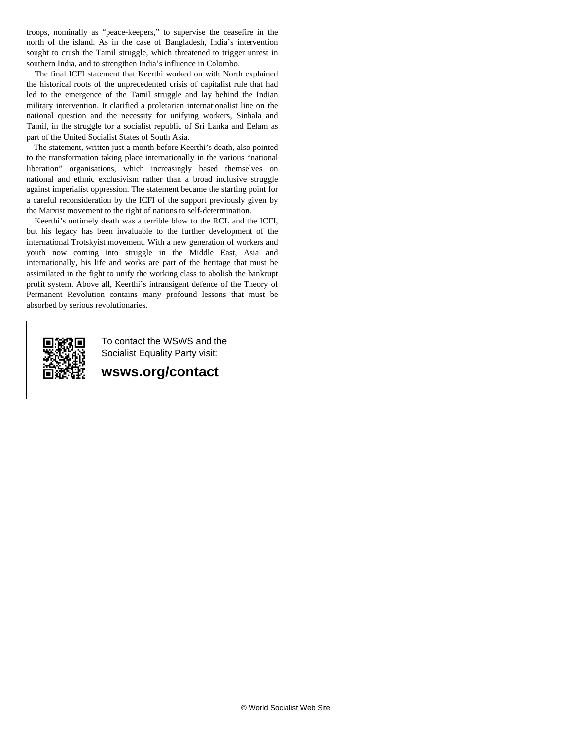troops, nominally as "peace-keepers," to supervise the ceasefire in the north of the island. As in the case of Bangladesh, India's intervention sought to crush the Tamil struggle, which threatened to trigger unrest in southern India, and to strengthen India's influence in Colombo.

The final ICFI statement that Keerthi worked on with North explained the historical roots of the unprecedented crisis of capitalist rule that had led to the emergence of the Tamil struggle and lay behind the Indian military intervention. It clarified a proletarian internationalist line on the national question and the necessity for unifying workers, Sinhala and Tamil, in the struggle for a socialist republic of Sri Lanka and Eelam as part of the United Socialist States of South Asia.

The statement, written just a month before Keerthi's death, also pointed to the transformation taking place internationally in the various "national liberation" organisations, which increasingly based themselves on national and ethnic exclusivism rather than a broad inclusive struggle against imperialist oppression. The statement became the starting point for a careful reconsideration by the ICFI of the support previously given by the Marxist movement to the right of nations to self-determination.

Keerthi's untimely death was a terrible blow to the RCL and the ICFI, but his legacy has been invaluable to the further development of the international Trotskyist movement. With a new generation of workers and youth now coming into struggle in the Middle East, Asia and internationally, his life and works are part of the heritage that must be assimilated in the fight to unify the working class to abolish the bankrupt profit system. Above all, Keerthi's intransigent defence of the Theory of Permanent Revolution contains many profound lessons that must be absorbed by serious revolutionaries.

To contact the WSWS and the Socialist Equality Party visit:

**wsws.org/contact**